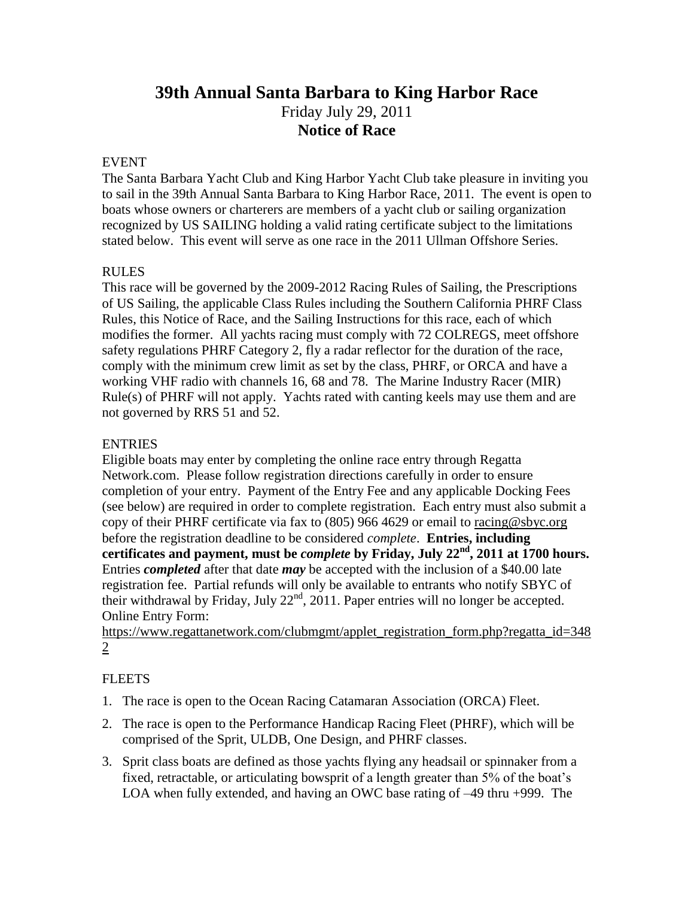# 39th Annual Santa Barbara to King Harbor Race

Friday July 29, 2011

**Notice of Race**

## EVENT

The Santa Barbara Yacht Club and King Harbor Yacht Club take pleasure in inviting you to sail in the 39th Annual Santa Barbara to King Harbor Race, 2011. The event is open to boats whose owners or charterers are members of a yacht club or sailing organization recognized by US SAILING holding a valid rating certificate subject to the limitations stated below. This event will serve as one race in the 2011 Ullman Offshore Series.

## RULES

This race will be governed by the 2009-2012 Racing Rules of Sailing, the Prescriptions of US Sailing, the applicable Class Rules including the Southern California PHRF Class Rules, this Notice of Race, and the Sailing Instructions for this race, each of which modifies the former. All yachts racing must comply with 72 COLREGS, meet offshore safety regulations PHRF Category 2, fly a radar reflector for the duration of the race, comply with the minimum crew limit as set by the class, PHRF, or ORCA and have a working VHF radio with channels 16, 68 and 78. The Marine Industry Racer (MIR) Rule(s) of PHRF will not apply. Yachts rated with canting keels may use them and are not governed by RRS 51 and 52.

## ENTRIES

Eligible boats may enter by completing the online race entry through Regatta Network.com. Please follow registration directions carefully in order to ensure completion of your entry. Payment of the Entry Fee and any applicable Docking Fees (see below) are required in order to complete registration. Each entry must also submit a copy of their PHRF certificate via fax to (805) 966 4629 or email to racing@sbyc.org before the registration deadline to be considered *complete*. **Entries, including certificates and payment, must be *complete* by Friday, July 22nd, 2011 at 1700 hours.** Entries ***completed*** after that date ***may*** be accepted with the inclusion of a $40.00 late registration fee. Partial refunds will only be available to entrants who notify SBYC of their withdrawal by Friday, July 22nd, 2011. Paper entries will no longer be accepted. Online Entry Form:
https://www.regattanetwork.com/clubmgmt/applet_registration_form.php?regatta_id=3482

## FLEETS

1. The race is open to the Ocean Racing Catamaran Association (ORCA) Fleet.
2. The race is open to the Performance Handicap Racing Fleet (PHRF), which will be comprised of the Sprit, ULDB, One Design, and PHRF classes.
3. Sprit class boats are defined as those yachts flying any headsail or spinnaker from a fixed, retractable, or articulating bowsprit of a length greater than 5% of the boat's LOA when fully extended, and having an OWC base rating of –49 thru +999. The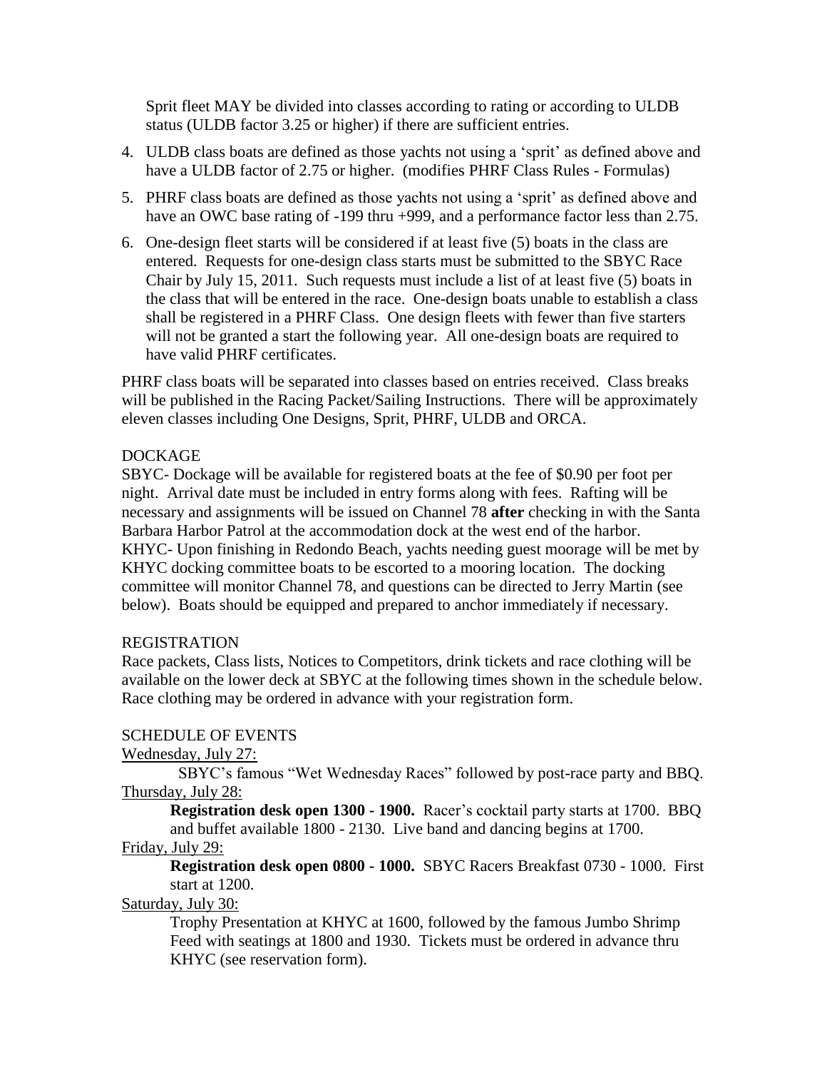Sprit fleet MAY be divided into classes according to rating or according to ULDB status (ULDB factor 3.25 or higher) if there are sufficient entries.

4. ULDB class boats are defined as those yachts not using a 'sprit' as defined above and have a ULDB factor of 2.75 or higher. (modifies PHRF Class Rules - Formulas)
5. PHRF class boats are defined as those yachts not using a 'sprit' as defined above and have an OWC base rating of -199 thru +999, and a performance factor less than 2.75.
6. One-design fleet starts will be considered if at least five (5) boats in the class are entered. Requests for one-design class starts must be submitted to the SBYC Race Chair by July 15, 2011. Such requests must include a list of at least five (5) boats in the class that will be entered in the race. One-design boats unable to establish a class shall be registered in a PHRF Class. One design fleets with fewer than five starters will not be granted a start the following year. All one-design boats are required to have valid PHRF certificates.

PHRF class boats will be separated into classes based on entries received. Class breaks will be published in the Racing Packet/Sailing Instructions. There will be approximately eleven classes including One Designs, Sprit, PHRF, ULDB and ORCA.

## DOCKAGE

SBYC- Dockage will be available for registered boats at the fee of $0.90 per foot per night. Arrival date must be included in entry forms along with fees. Rafting will be necessary and assignments will be issued on Channel 78 **after** checking in with the Santa Barbara Harbor Patrol at the accommodation dock at the west end of the harbor.
KHYC- Upon finishing in Redondo Beach, yachts needing guest moorage will be met by KHYC docking committee boats to be escorted to a mooring location. The docking committee will monitor Channel 78, and questions can be directed to Jerry Martin (see below). Boats should be equipped and prepared to anchor immediately if necessary.

## REGISTRATION

Race packets, Class lists, Notices to Competitors, drink tickets and race clothing will be available on the lower deck at SBYC at the following times shown in the schedule below. Race clothing may be ordered in advance with your registration form.

## SCHEDULE OF EVENTS

Wednesday, July 27:

SBYC's famous "Wet Wednesday Races" followed by post-race party and BBQ.

Thursday, July 28:

**Registration desk open 1300 - 1900.** Racer's cocktail party starts at 1700. BBQ and buffet available 1800 - 2130. Live band and dancing begins at 1700.

Friday, July 29:

**Registration desk open 0800 - 1000.** SBYC Racers Breakfast 0730 - 1000. First start at 1200.

Saturday, July 30:

Trophy Presentation at KHYC at 1600, followed by the famous Jumbo Shrimp Feed with seatings at 1800 and 1930. Tickets must be ordered in advance thru KHYC (see reservation form).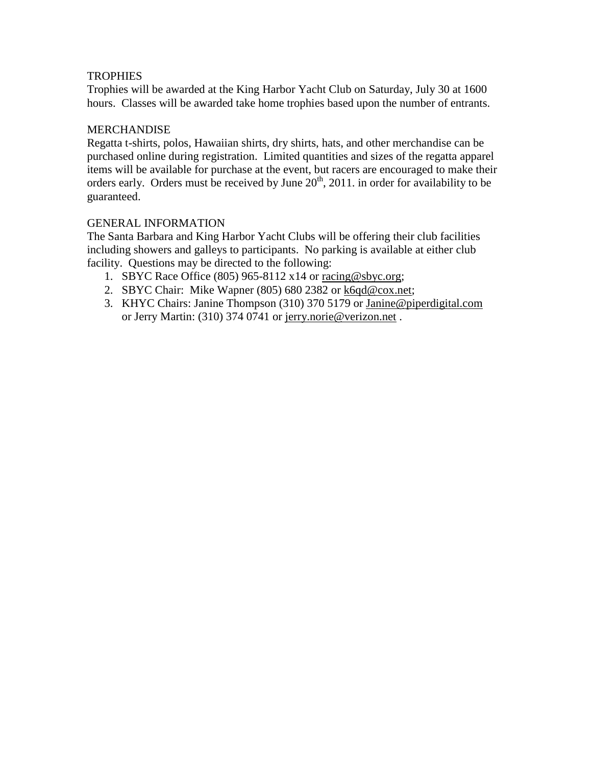## TROPHIES

Trophies will be awarded at the King Harbor Yacht Club on Saturday, July 30 at 1600 hours. Classes will be awarded take home trophies based upon the number of entrants.

## MERCHANDISE

Regatta t-shirts, polos, Hawaiian shirts, dry shirts, hats, and other merchandise can be purchased online during registration. Limited quantities and sizes of the regatta apparel items will be available for purchase at the event, but racers are encouraged to make their orders early. Orders must be received by June 20th, 2011. in order for availability to be guaranteed.

## GENERAL INFORMATION

The Santa Barbara and King Harbor Yacht Clubs will be offering their club facilities including showers and galleys to participants. No parking is available at either club facility. Questions may be directed to the following:

1. SBYC Race Office (805) 965-8112 x14 or racing@sbyc.org;
2. SBYC Chair: Mike Wapner (805) 680 2382 or k6qd@cox.net;
3. KHYC Chairs: Janine Thompson (310) 370 5179 or Janine@piperdigital.com or Jerry Martin: (310) 374 0741 or jerry.norie@verizon.net .